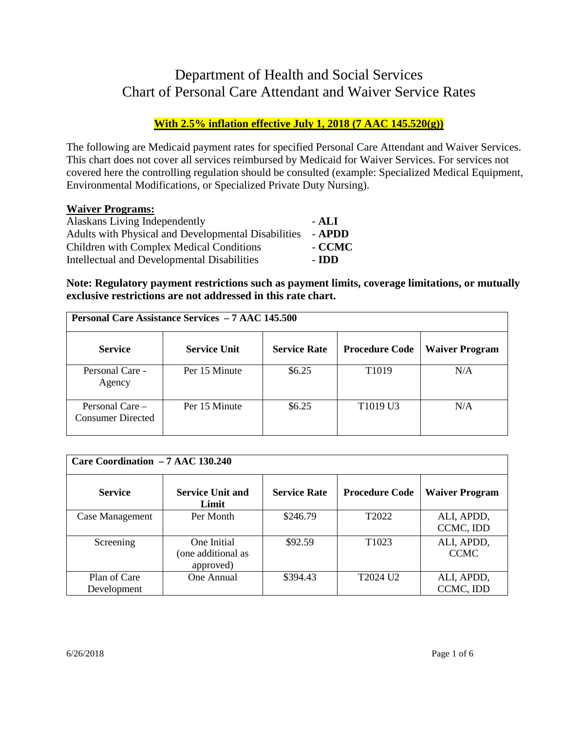# Department of Health and Social Services
# Chart of Personal Care Attendant and Waiver Service Rates

**With 2.5% inflation effective July 1, 2018 (7 AAC 145.520(g))**

The following are Medicaid payment rates for specified Personal Care Attendant and Waiver Services. This chart does not cover all services reimbursed by Medicaid for Waiver Services. For services not covered here the controlling regulation should be consulted (example: Specialized Medical Equipment, Environmental Modifications, or Specialized Private Duty Nursing).

**Waiver Programs:**

Alaskans Living Independently - **ALI**
Adults with Physical and Developmental Disabilities - **APDD**
Children with Complex Medical Conditions - **CCMC**
Intellectual and Developmental Disabilities - **IDD**

**Note: Regulatory payment restrictions such as payment limits, coverage limitations, or mutually exclusive restrictions are not addressed in this rate chart.**

**Personal Care Assistance Services – 7 AAC 145.500**

| Service | Service Unit | Service Rate | Procedure Code | Waiver Program |
|---|---|---|---|---|
| Personal Care - Agency | Per 15 Minute | $6.25 | T1019 | N/A |
| Personal Care – Consumer Directed | Per 15 Minute | $6.25 | T1019 U3 | N/A |

**Care Coordination – 7 AAC 130.240**

| Service | Service Unit and Limit | Service Rate | Procedure Code | Waiver Program |
|---|---|---|---|---|
| Case Management | Per Month | $246.79 | T2022 | ALI, APDD, CCMC, IDD |
| Screening | One Initial (one additional as approved) | $92.59 | T1023 | ALI, APDD, CCMC |
| Plan of Care Development | One Annual | $394.43 | T2024 U2 | ALI, APDD, CCMC, IDD |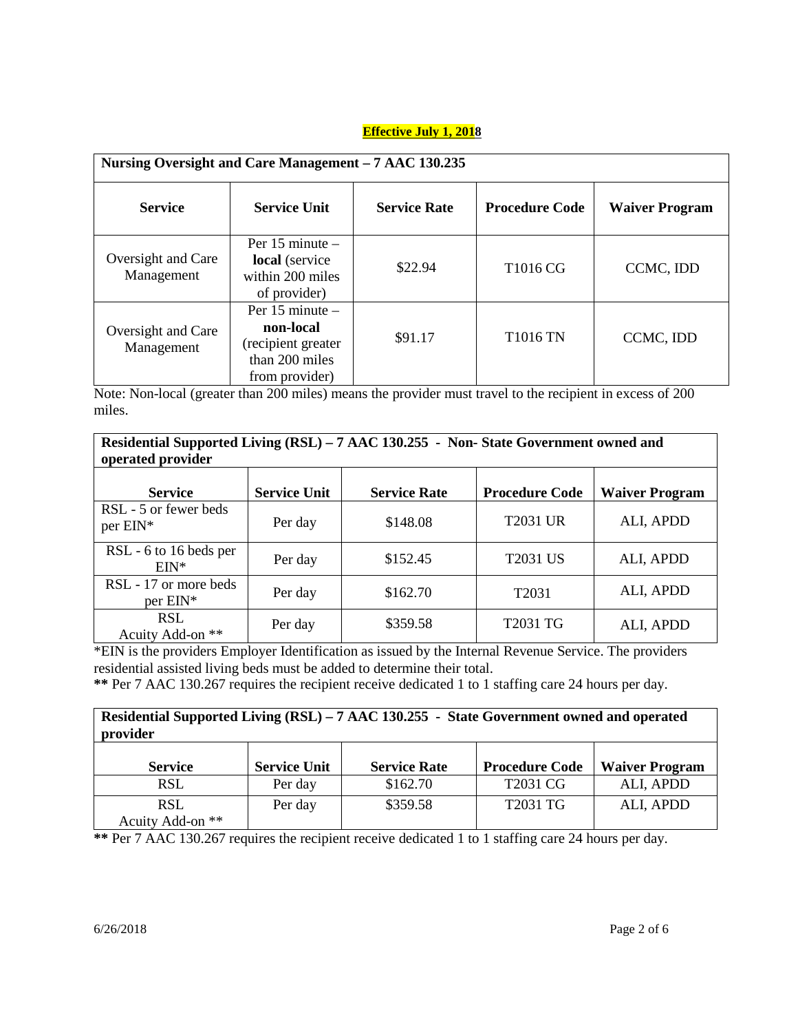**Effective July 1, 2018**

| Nursing Oversight and Care Management – 7 AAC 130.235 | | | | |
|---|---|---|---|---|
| **Service** | **Service Unit** | **Service Rate** | **Procedure Code** | **Waiver Program** |
| Oversight and Care Management | Per 15 minute – **local** (service within 200 miles of provider) | $22.94 | T1016 CG | CCMC, IDD |
| Oversight and Care Management | Per 15 minute – **non-local** (recipient greater than 200 miles from provider) | $91.17 | T1016 TN | CCMC, IDD |

Note: Non-local (greater than 200 miles) means the provider must travel to the recipient in excess of 200 miles.

| Residential Supported Living (RSL) – 7 AAC 130.255 - Non- State Government owned and operated provider | | | | |
|---|---|---|---|---|
| **Service** | **Service Unit** | **Service Rate** | **Procedure Code** | **Waiver Program** |
| RSL - 5 or fewer beds per EIN* | Per day | $148.08 | T2031 UR | ALI, APDD |
| RSL - 6 to 16 beds per EIN* | Per day | $152.45 | T2031 US | ALI, APDD |
| RSL - 17 or more beds per EIN* | Per day | $162.70 | T2031 | ALI, APDD |
| RSL Acuity Add-on ** | Per day | $359.58 | T2031 TG | ALI, APDD |

*EIN is the providers Employer Identification as issued by the Internal Revenue Service. The providers residential assisted living beds must be added to determine their total.

**\*\*** Per 7 AAC 130.267 requires the recipient receive dedicated 1 to 1 staffing care 24 hours per day.

| Residential Supported Living (RSL) – 7 AAC 130.255 - State Government owned and operated provider | | | | |
|---|---|---|---|---|
| **Service** | **Service Unit** | **Service Rate** | **Procedure Code** | **Waiver Program** |
| RSL | Per day | $162.70 | T2031 CG | ALI, APDD |
| RSL Acuity Add-on ** | Per day | $359.58 | T2031 TG | ALI, APDD |

**\*\*** Per 7 AAC 130.267 requires the recipient receive dedicated 1 to 1 staffing care 24 hours per day.

6/26/2018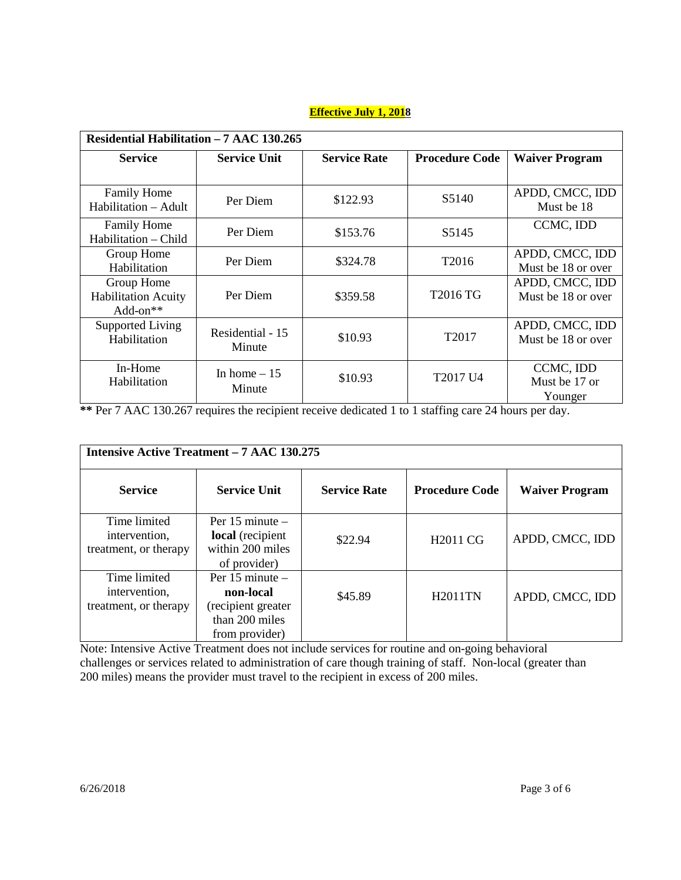**Effective July 1, 2018**

| Residential Habilitation – 7 AAC 130.265 | | | | |
|---|---|---|---|---|
| **Service** | **Service Unit** | **Service Rate** | **Procedure Code** | **Waiver Program** |
| Family Home Habilitation – Adult | Per Diem | $122.93 | S5140 | APDD, CMCC, IDD Must be 18 |
| Family Home Habilitation – Child | Per Diem | $153.76 | S5145 | CCMC, IDD |
| Group Home Habilitation | Per Diem | $324.78 | T2016 | APDD, CMCC, IDD Must be 18 or over |
| Group Home Habilitation Acuity Add-on** | Per Diem | $359.58 | T2016 TG | APDD, CMCC, IDD Must be 18 or over |
| Supported Living Habilitation | Residential - 15 Minute | $10.93 | T2017 | APDD, CMCC, IDD Must be 18 or over |
| In-Home Habilitation | In home – 15 Minute | $10.93 | T2017 U4 | CCMC, IDD Must be 17 or Younger |

** Per 7 AAC 130.267 requires the recipient receive dedicated 1 to 1 staffing care 24 hours per day.

| Intensive Active Treatment – 7 AAC 130.275 | | | | |
|---|---|---|---|---|
| **Service** | **Service Unit** | **Service Rate** | **Procedure Code** | **Waiver Program** |
| Time limited intervention, treatment, or therapy | Per 15 minute – **local** (recipient within 200 miles of provider) | $22.94 | H2011 CG | APDD, CMCC, IDD |
| Time limited intervention, treatment, or therapy | Per 15 minute – **non-local** (recipient greater than 200 miles from provider) | $45.89 | H2011TN | APDD, CMCC, IDD |

Note: Intensive Active Treatment does not include services for routine and on-going behavioral challenges or services related to administration of care though training of staff. Non-local (greater than 200 miles) means the provider must travel to the recipient in excess of 200 miles.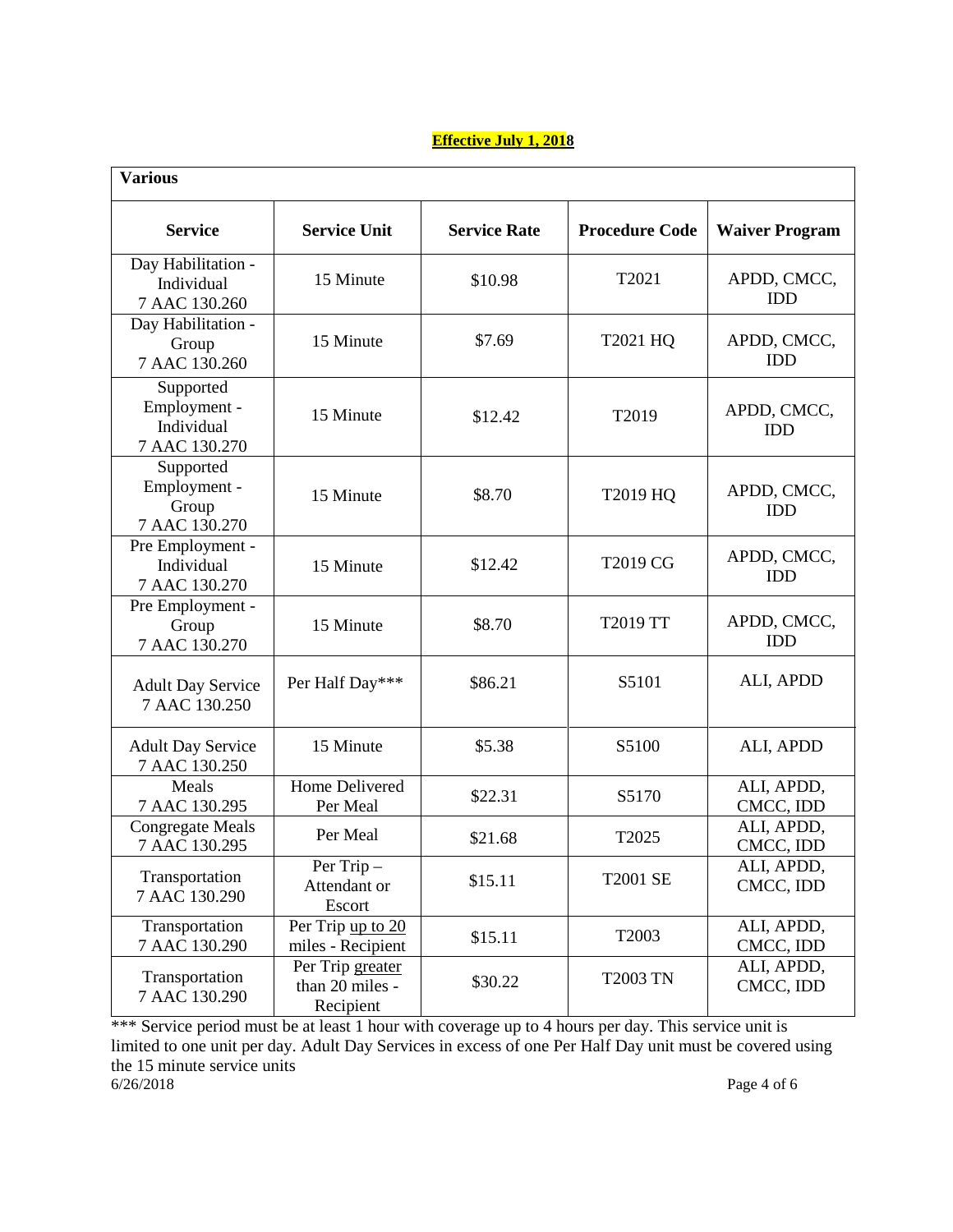**Effective July 1, 2018**

| Various | | | | |
|---|---|---|---|---|
| **Service** | **Service Unit** | **Service Rate** | **Procedure Code** | **Waiver Program** |
| Day Habilitation - Individual 7 AAC 130.260 | 15 Minute | $10.98 | T2021 | APDD, CMCC, IDD |
| Day Habilitation - Group 7 AAC 130.260 | 15 Minute | $7.69 | T2021 HQ | APDD, CMCC, IDD |
| Supported Employment - Individual 7 AAC 130.270 | 15 Minute | $12.42 | T2019 | APDD, CMCC, IDD |
| Supported Employment - Group 7 AAC 130.270 | 15 Minute | $8.70 | T2019 HQ | APDD, CMCC, IDD |
| Pre Employment - Individual 7 AAC 130.270 | 15 Minute | $12.42 | T2019 CG | APDD, CMCC, IDD |
| Pre Employment - Group 7 AAC 130.270 | 15 Minute | $8.70 | T2019 TT | APDD, CMCC, IDD |
| Adult Day Service 7 AAC 130.250 | Per Half Day*** | $86.21 | S5101 | ALI, APDD |
| Adult Day Service 7 AAC 130.250 | 15 Minute | $5.38 | S5100 | ALI, APDD |
| Meals 7 AAC 130.295 | Home Delivered Per Meal | $22.31 | S5170 | ALI, APDD, CMCC, IDD |
| Congregate Meals 7 AAC 130.295 | Per Meal | $21.68 | T2025 | ALI, APDD, CMCC, IDD |
| Transportation 7 AAC 130.290 | Per Trip – Attendant or Escort | $15.11 | T2001 SE | ALI, APDD, CMCC, IDD |
| Transportation 7 AAC 130.290 | Per Trip up to 20 miles - Recipient | $15.11 | T2003 | ALI, APDD, CMCC, IDD |
| Transportation 7 AAC 130.290 | Per Trip greater than 20 miles - Recipient | $30.22 | T2003 TN | ALI, APDD, CMCC, IDD |

*** Service period must be at least 1 hour with coverage up to 4 hours per day. This service unit is limited to one unit per day. Adult Day Services in excess of one Per Half Day unit must be covered using the 15 minute service units

6/26/2018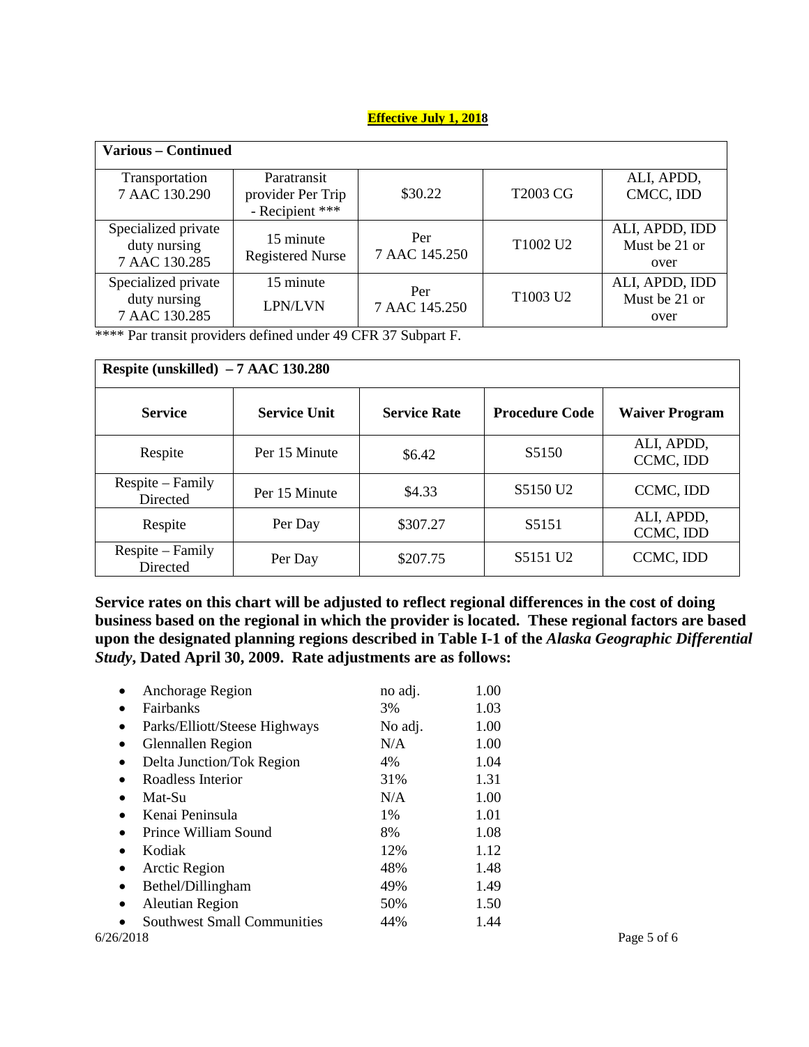**Effective July 1, 2018**

| Various – Continued | | | | |
|---|---|---|---|---|
| Transportation 7 AAC 130.290 | Paratransit provider Per Trip - Recipient *** | $30.22 | T2003 CG | ALI, APDD, CMCC, IDD |
| Specialized private duty nursing 7 AAC 130.285 | 15 minute Registered Nurse | Per 7 AAC 145.250 | T1002 U2 | ALI, APDD, IDD Must be 21 or over |
| Specialized private duty nursing 7 AAC 130.285 | 15 minute LPN/LVN | Per 7 AAC 145.250 | T1003 U2 | ALI, APDD, IDD Must be 21 or over |

**** Par transit providers defined under 49 CFR 37 Subpart F.

| Respite (unskilled) – 7 AAC 130.280 | | | | |
|---|---|---|---|---|
| **Service** | **Service Unit** | **Service Rate** | **Procedure Code** | **Waiver Program** |
| Respite | Per 15 Minute | $6.42 | S5150 | ALI, APDD, CCMC, IDD |
| Respite – Family Directed | Per 15 Minute | $4.33 | S5150 U2 | CCMC, IDD |
| Respite | Per Day | $307.27 | S5151 | ALI, APDD, CCMC, IDD |
| Respite – Family Directed | Per Day | $207.75 | S5151 U2 | CCMC, IDD |

**Service rates on this chart will be adjusted to reflect regional differences in the cost of doing business based on the regional in which the provider is located. These regional factors are based upon the designated planning regions described in Table I-1 of the *Alaska Geographic Differential Study*, Dated April 30, 2009. Rate adjustments are as follows:**

- Anchorage Region no adj. 1.00
- Fairbanks 3% 1.03
- Parks/Elliott/Steese Highways No adj. 1.00
- Glennallen Region N/A 1.00
- Delta Junction/Tok Region 4% 1.04
- Roadless Interior 31% 1.31
- Mat-Su N/A 1.00
- Kenai Peninsula 1% 1.01
- Prince William Sound 8% 1.08
- Kodiak 12% 1.12
- Arctic Region 48% 1.48
- Bethel/Dillingham 49% 1.49
- Aleutian Region 50% 1.50
- Southwest Small Communities 44% 1.44

6/26/2018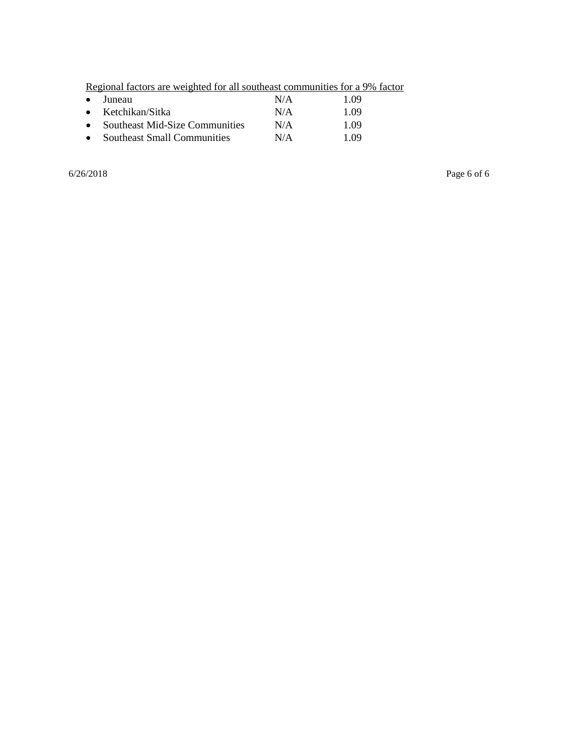<u>Regional factors are weighted for all southeast communities for a 9% factor</u>

| | | |
|---|---|---|
| • Juneau | N/A | 1.09 |
| • Ketchikan/Sitka | N/A | 1.09 |
| • Southeast Mid-Size Communities | N/A | 1.09 |
| • Southeast Small Communities | N/A | 1.09 |

6/26/2018